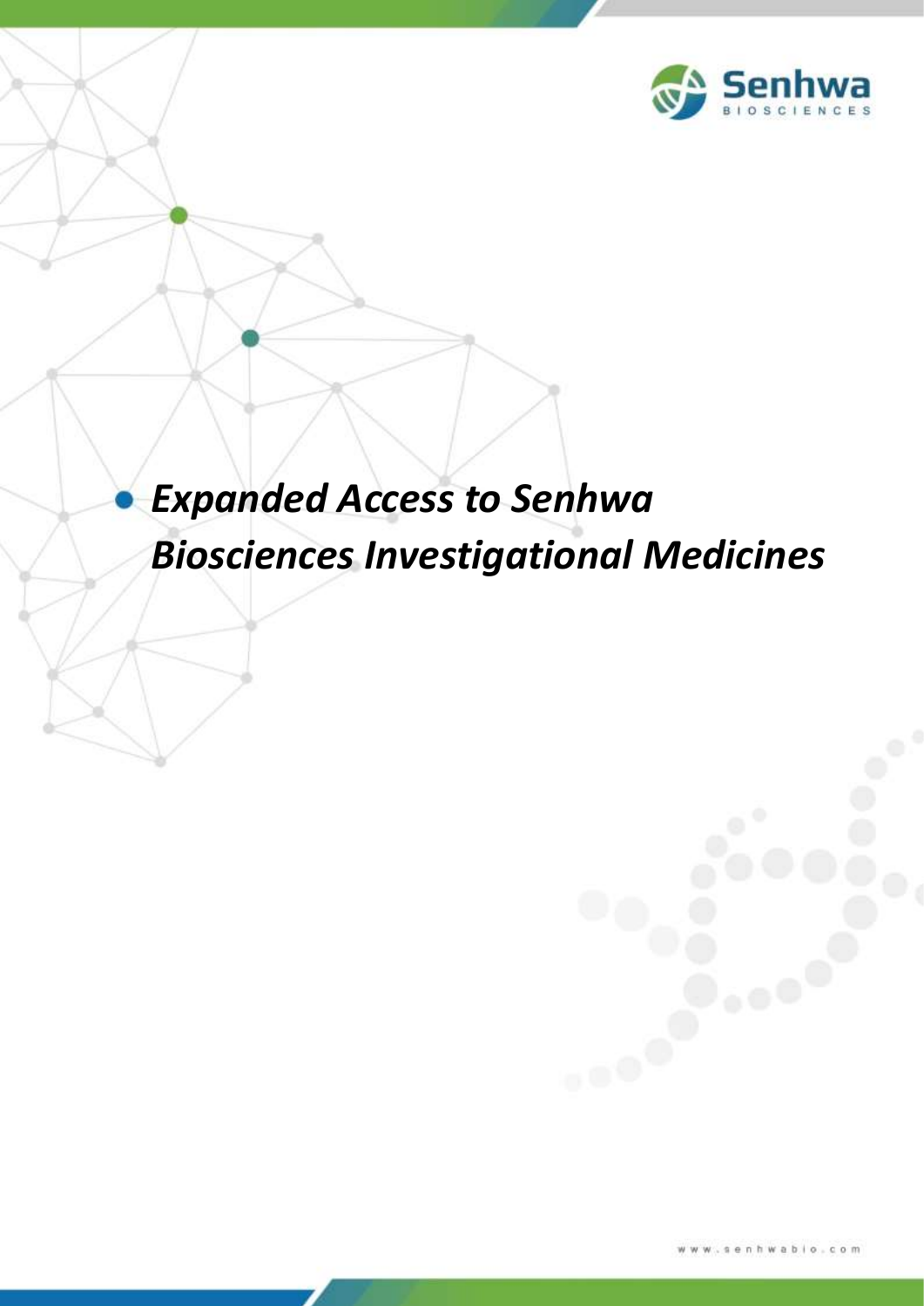# *Expanded Access to Senhwa Biosciences Investigational Medicines*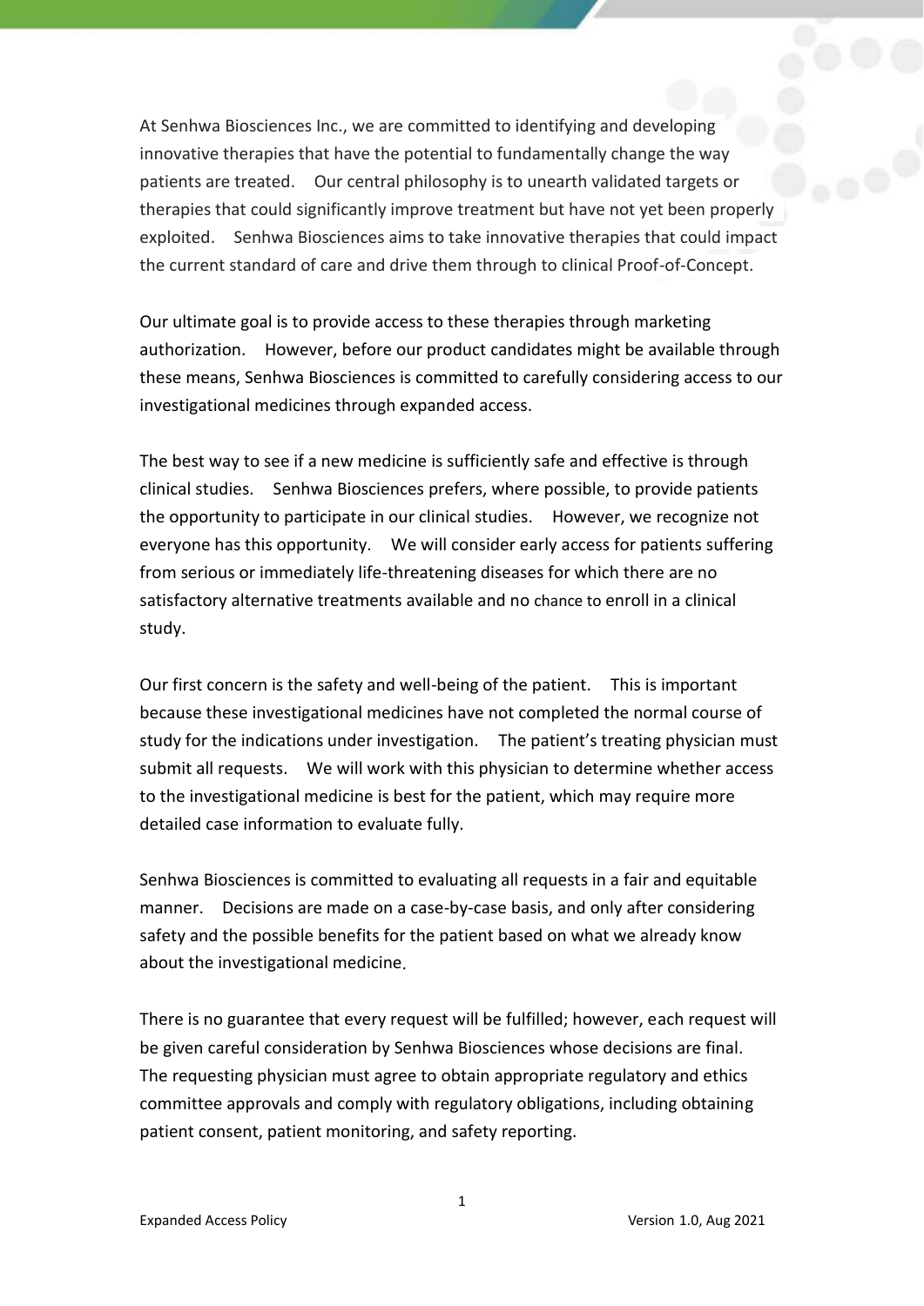At Senhwa Biosciences Inc., we are committed to identifying and developing innovative therapies that have the potential to fundamentally change the way patients are treated. Our central philosophy is to unearth validated targets or therapies that could significantly improve treatment but have not yet been properly exploited. Senhwa Biosciences aims to take innovative therapies that could impact the current standard of care and drive them through to clinical Proof-of-Concept.

Our ultimate goal is to provide access to these therapies through marketing authorization. However, before our product candidates might be available through these means, Senhwa Biosciences is committed to carefully considering access to our investigational medicines through expanded access.

The best way to see if a new medicine is sufficiently safe and effective is through clinical studies. Senhwa Biosciences prefers, where possible, to provide patients the opportunity to participate in our clinical studies. However, we recognize not everyone has this opportunity. We will consider early access for patients suffering from serious or immediately life-threatening diseases for which there are no satisfactory alternative treatments available and no chance to enroll in a clinical study.

Our first concern is the safety and well-being of the patient. This is important because these investigational medicines have not completed the normal course of study for the indications under investigation. The patient's treating physician must submit all requests. We will work with this physician to determine whether access to the investigational medicine is best for the patient, which may require more detailed case information to evaluate fully.

Senhwa Biosciences is committed to evaluating all requests in a fair and equitable manner. Decisions are made on a case-by-case basis, and only after considering safety and the possible benefits for the patient based on what we already know about the investigational medicine.

There is no guarantee that every request will be fulfilled; however, each request will be given careful consideration by Senhwa Biosciences whose decisions are final. The requesting physician must agree to obtain appropriate regulatory and ethics committee approvals and comply with regulatory obligations, including obtaining patient consent, patient monitoring, and safety reporting.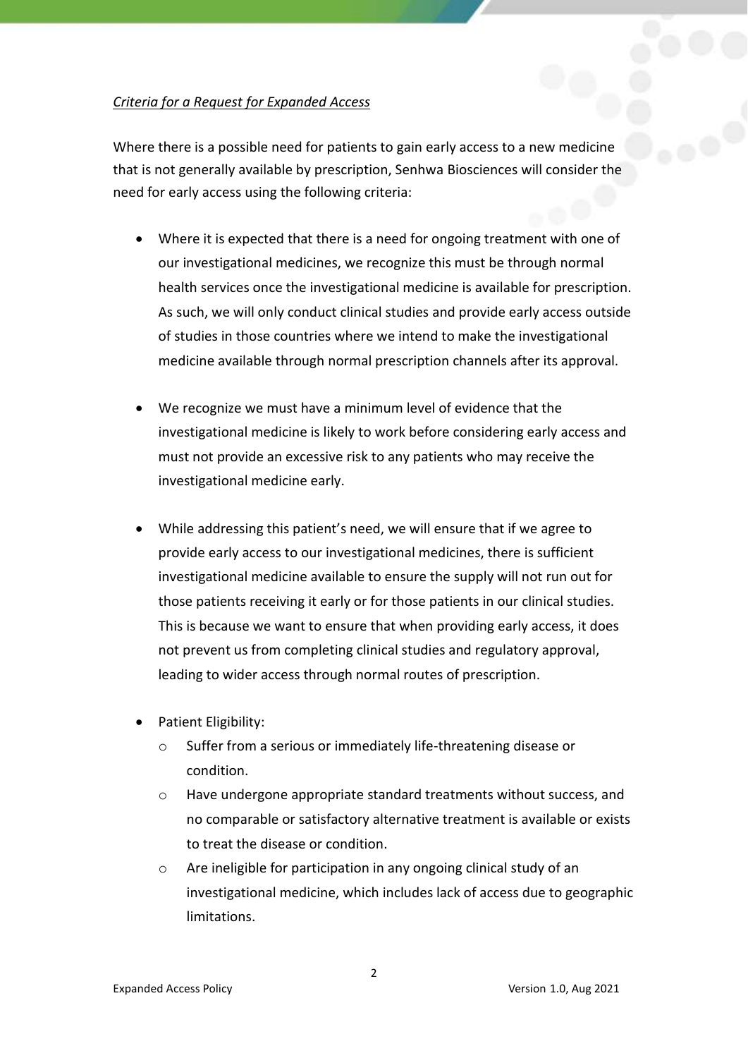*Criteria for a Request for Expanded Access*

Where there is a possible need for patients to gain early access to a new medicine that is not generally available by prescription, Senhwa Biosciences will consider the need for early access using the following criteria:

- Where it is expected that there is a need for ongoing treatment with one of our investigational medicines, we recognize this must be through normal health services once the investigational medicine is available for prescription. As such, we will only conduct clinical studies and provide early access outside of studies in those countries where we intend to make the investigational medicine available through normal prescription channels after its approval.

- We recognize we must have a minimum level of evidence that the investigational medicine is likely to work before considering early access and must not provide an excessive risk to any patients who may receive the investigational medicine early.

- While addressing this patient's need, we will ensure that if we agree to provide early access to our investigational medicines, there is sufficient investigational medicine available to ensure the supply will not run out for those patients receiving it early or for those patients in our clinical studies. This is because we want to ensure that when providing early access, it does not prevent us from completing clinical studies and regulatory approval, leading to wider access through normal routes of prescription.

- Patient Eligibility:
  - Suffer from a serious or immediately life-threatening disease or condition.
  - Have undergone appropriate standard treatments without success, and no comparable or satisfactory alternative treatment is available or exists to treat the disease or condition.
  - Are ineligible for participation in any ongoing clinical study of an investigational medicine, which includes lack of access due to geographic limitations.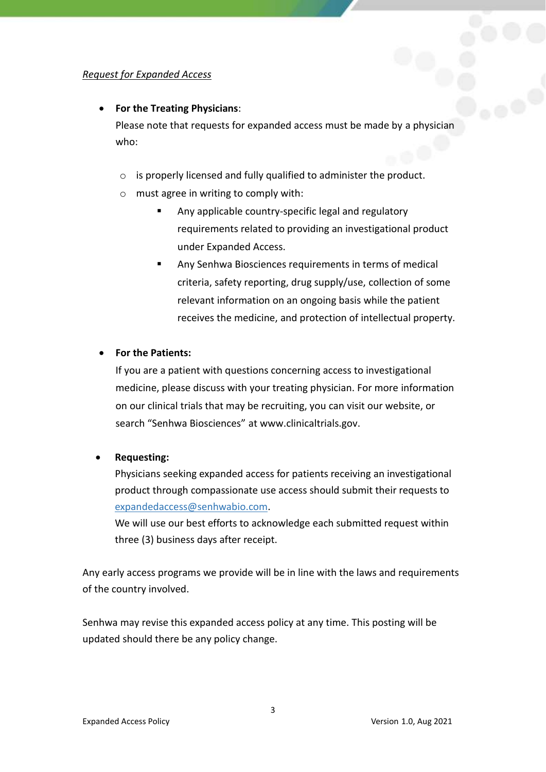*Request for Expanded Access*

- **For the Treating Physicians**:
  Please note that requests for expanded access must be made by a physician who:

  - is properly licensed and fully qualified to administer the product.
  - must agree in writing to comply with:
    - Any applicable country-specific legal and regulatory requirements related to providing an investigational product under Expanded Access.
    - Any Senhwa Biosciences requirements in terms of medical criteria, safety reporting, drug supply/use, collection of some relevant information on an ongoing basis while the patient receives the medicine, and protection of intellectual property.

- **For the Patients:**
  If you are a patient with questions concerning access to investigational medicine, please discuss with your treating physician. For more information on our clinical trials that may be recruiting, you can visit our website, or search "Senhwa Biosciences" at www.clinicaltrials.gov.

- **Requesting:**
  Physicians seeking expanded access for patients receiving an investigational product through compassionate use access should submit their requests to expandedaccess@senhwabio.com.
  We will use our best efforts to acknowledge each submitted request within three (3) business days after receipt.

Any early access programs we provide will be in line with the laws and requirements of the country involved.

Senhwa may revise this expanded access policy at any time. This posting will be updated should there be any policy change.